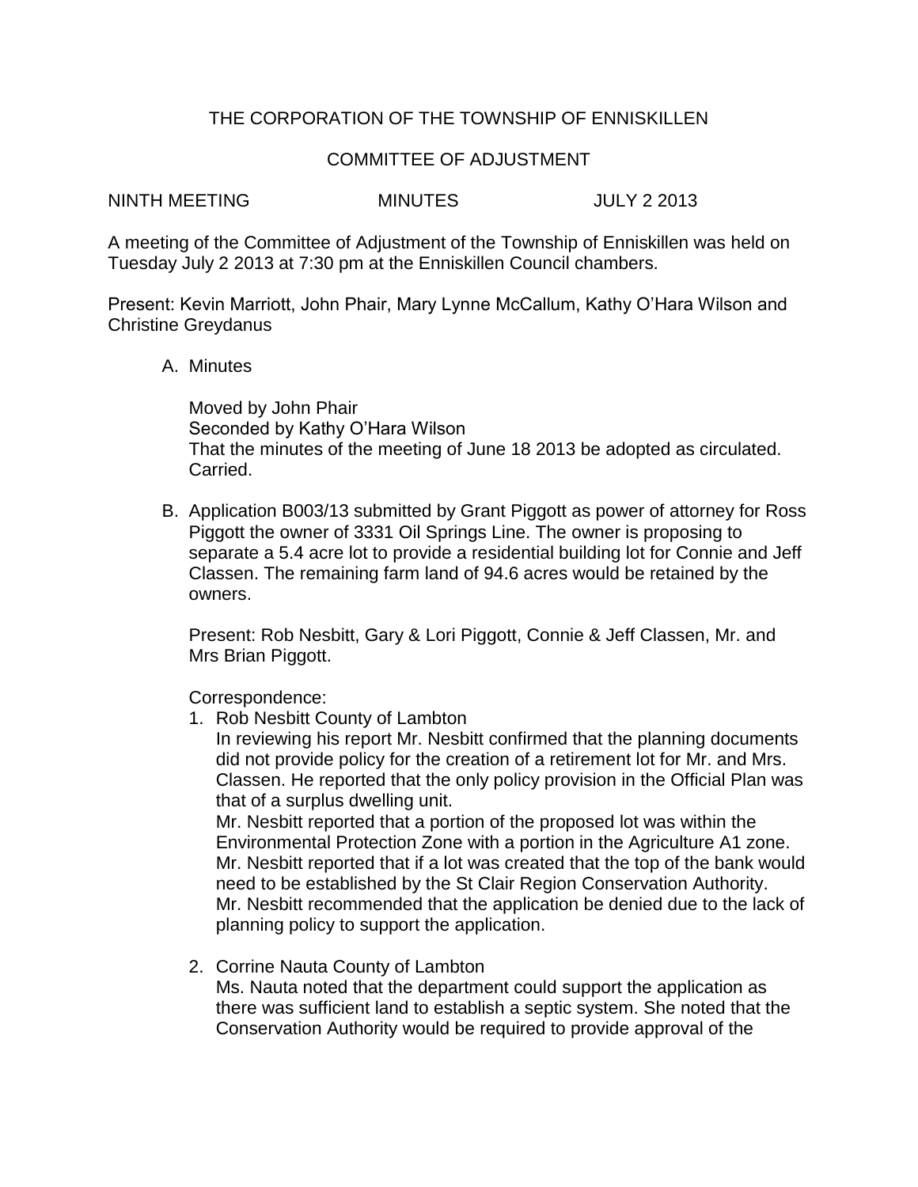# THE CORPORATION OF THE TOWNSHIP OF ENNISKILLEN

## COMMITTEE OF ADJUSTMENT

NINTH MEETING MINUTES JULY 2 2013

A meeting of the Committee of Adjustment of the Township of Enniskillen was held on Tuesday July 2 2013 at 7:30 pm at the Enniskillen Council chambers.

Present: Kevin Marriott, John Phair, Mary Lynne McCallum, Kathy O'Hara Wilson and Christine Greydanus

A. Minutes

   Moved by John Phair
   Seconded by Kathy O'Hara Wilson
   That the minutes of the meeting of June 18 2013 be adopted as circulated.
   Carried.

B. Application B003/13 submitted by Grant Piggott as power of attorney for Ross Piggott the owner of 3331 Oil Springs Line. The owner is proposing to separate a 5.4 acre lot to provide a residential building lot for Connie and Jeff Classen. The remaining farm land of 94.6 acres would be retained by the owners.

   Present: Rob Nesbitt, Gary & Lori Piggott, Connie & Jeff Classen, Mr. and Mrs Brian Piggott.

   Correspondence:

   1. Rob Nesbitt County of Lambton
      In reviewing his report Mr. Nesbitt confirmed that the planning documents did not provide policy for the creation of a retirement lot for Mr. and Mrs. Classen. He reported that the only policy provision in the Official Plan was that of a surplus dwelling unit.
      Mr. Nesbitt reported that a portion of the proposed lot was within the Environmental Protection Zone with a portion in the Agriculture A1 zone.
      Mr. Nesbitt reported that if a lot was created that the top of the bank would need to be established by the St Clair Region Conservation Authority.
      Mr. Nesbitt recommended that the application be denied due to the lack of planning policy to support the application.

   2. Corrine Nauta County of Lambton
      Ms. Nauta noted that the department could support the application as there was sufficient land to establish a septic system. She noted that the Conservation Authority would be required to provide approval of the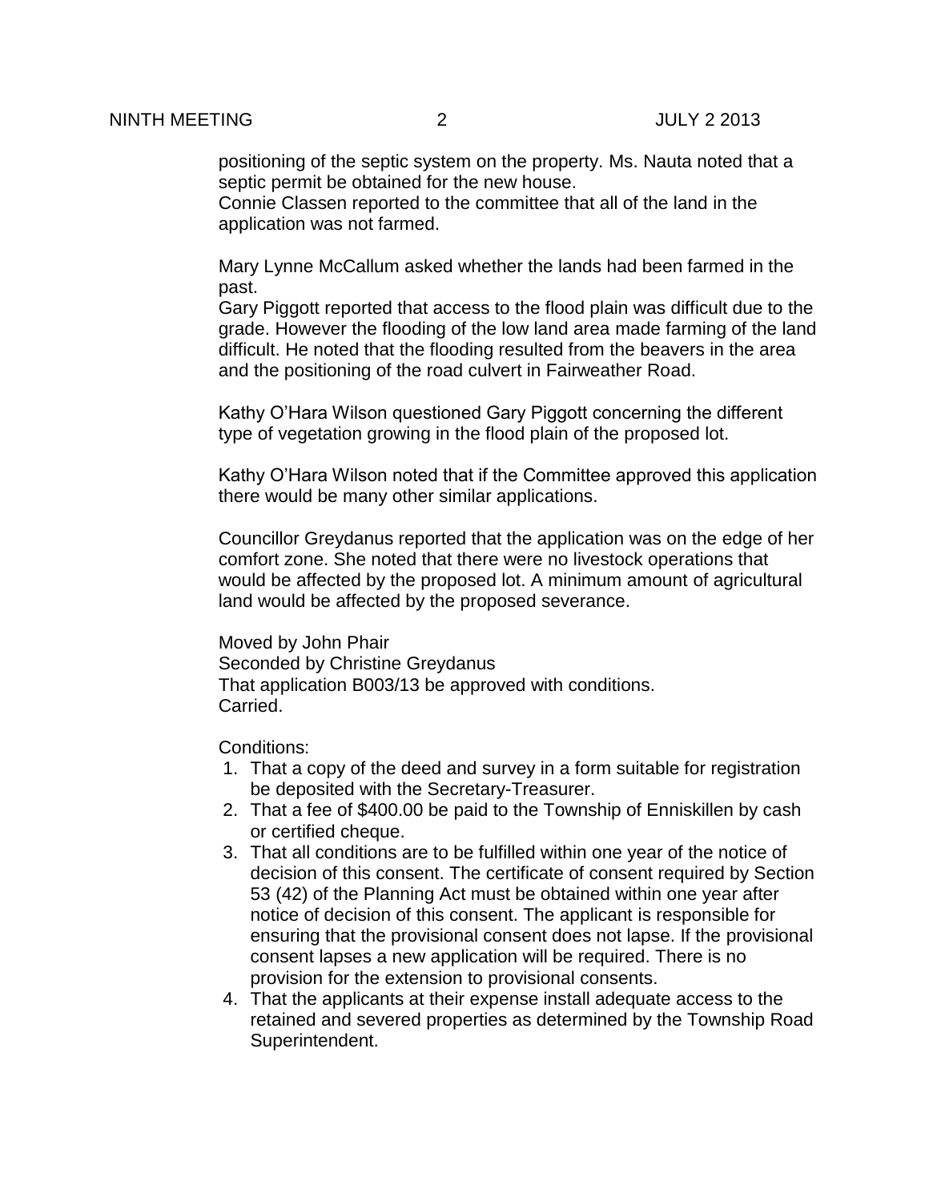positioning of the septic system on the property. Ms. Nauta noted that a septic permit be obtained for the new house.
Connie Classen reported to the committee that all of the land in the application was not farmed.

Mary Lynne McCallum asked whether the lands had been farmed in the past.
Gary Piggott reported that access to the flood plain was difficult due to the grade. However the flooding of the low land area made farming of the land difficult. He noted that the flooding resulted from the beavers in the area and the positioning of the road culvert in Fairweather Road.

Kathy O'Hara Wilson questioned Gary Piggott concerning the different type of vegetation growing in the flood plain of the proposed lot.

Kathy O'Hara Wilson noted that if the Committee approved this application there would be many other similar applications.

Councillor Greydanus reported that the application was on the edge of her comfort zone. She noted that there were no livestock operations that would be affected by the proposed lot. A minimum amount of agricultural land would be affected by the proposed severance.

Moved by John Phair
Seconded by Christine Greydanus
That application B003/13 be approved with conditions.
Carried.

Conditions:

1. That a copy of the deed and survey in a form suitable for registration be deposited with the Secretary-Treasurer.
2. That a fee of $400.00 be paid to the Township of Enniskillen by cash or certified cheque.
3. That all conditions are to be fulfilled within one year of the notice of decision of this consent. The certificate of consent required by Section 53 (42) of the Planning Act must be obtained within one year after notice of decision of this consent. The applicant is responsible for ensuring that the provisional consent does not lapse. If the provisional consent lapses a new application will be required. There is no provision for the extension to provisional consents.
4. That the applicants at their expense install adequate access to the retained and severed properties as determined by the Township Road Superintendent.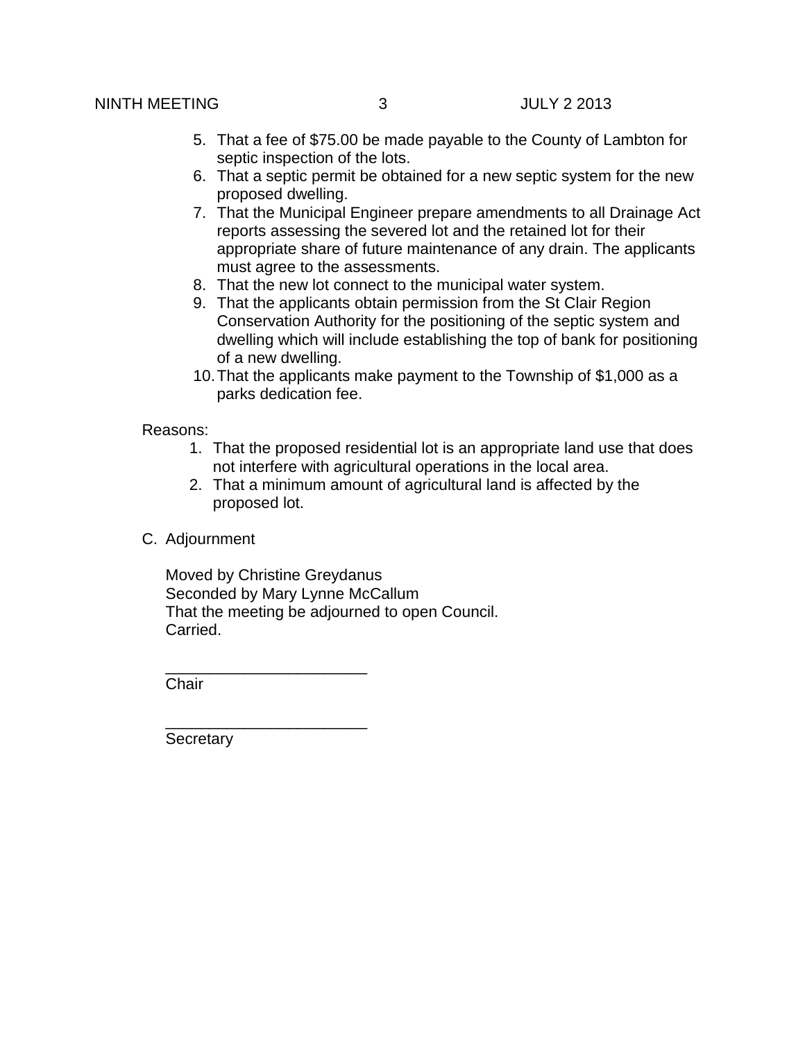5. That a fee of $75.00 be made payable to the County of Lambton for septic inspection of the lots.
6. That a septic permit be obtained for a new septic system for the new proposed dwelling.
7. That the Municipal Engineer prepare amendments to all Drainage Act reports assessing the severed lot and the retained lot for their appropriate share of future maintenance of any drain. The applicants must agree to the assessments.
8. That the new lot connect to the municipal water system.
9. That the applicants obtain permission from the St Clair Region Conservation Authority for the positioning of the septic system and dwelling which will include establishing the top of bank for positioning of a new dwelling.
10. That the applicants make payment to the Township of $1,000 as a parks dedication fee.

Reasons:

1. That the proposed residential lot is an appropriate land use that does not interfere with agricultural operations in the local area.
2. That a minimum amount of agricultural land is affected by the proposed lot.

C. Adjournment

Moved by Christine Greydanus
Seconded by Mary Lynne McCallum
That the meeting be adjourned to open Council.
Carried.

_______________________
Chair

_______________________
Secretary